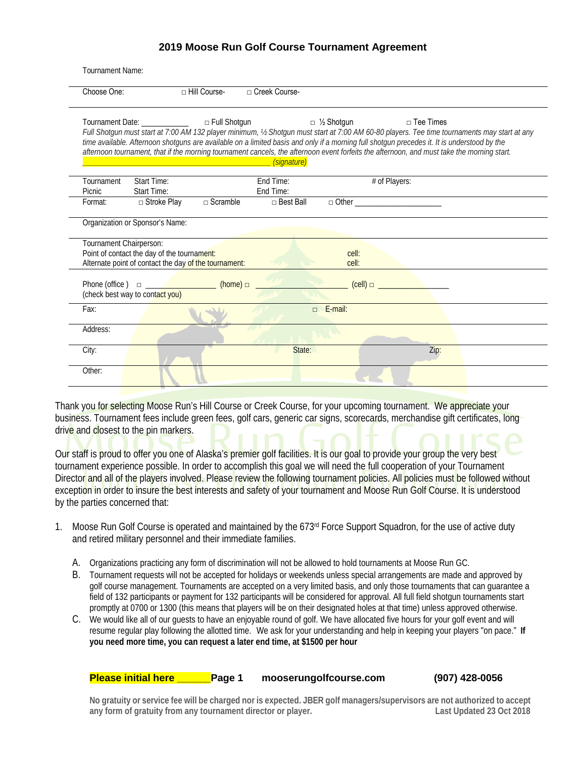## 2019 Moose Run Golf Course Tournament Agreement

Tournament Name:

Choose One: □ Hill Course- □ Creek Course-

Tournament Date: ___________ □ Full Shotgun □ ½ Shotgun □ Tee Times

*Full Shotgun must start at 7:00 AM 132 player minimum, ½ Shotgun must start at 7:00 AM 60-80 players. Tee time tournaments may start at any time available. Afternoon shotguns are available on a limited basis and only if a morning full shotgun precedes it. It is understood by the afternoon tournament, that if the morning tournament cancels, the afternoon event forfeits the afternoon, and must take the morning start.*

_____________________________________________ *(signature)*

| | | | |
|---|---|---|---|
| Tournament | Start Time: | End Time: | # of Players: |
| Picnic | Start Time: | End Time: | |

Format: □ Stroke Play □ Scramble □ Best Ball □ Other ____________________

Organization or Sponsor's Name:

Tournament Chairperson:
Point of contact the day of the tournament: cell:
Alternate point of contact the day of the tournament: cell:

Phone (office ) □ _______________ (home) □ ____________________ (cell) □ _________________
(check best way to contact you)

Fax: □ E-mail:

Address:

City: State: Zip:

Other:

Thank you for selecting Moose Run's Hill Course or Creek Course, for your upcoming tournament. We appreciate your business. Tournament fees include green fees, golf cars, generic car signs, scorecards, merchandise gift certificates, long drive and closest to the pin markers.

Our staff is proud to offer you one of Alaska's premier golf facilities. It is our goal to provide your group the very best tournament experience possible. In order to accomplish this goal we will need the full cooperation of your Tournament Director and all of the players involved. Please review the following tournament policies. All policies must be followed without exception in order to insure the best interests and safety of your tournament and Moose Run Golf Course. It is understood by the parties concerned that:

1. Moose Run Golf Course is operated and maintained by the 673rd Force Support Squadron, for the use of active duty and retired military personnel and their immediate families.

   A. Organizations practicing any form of discrimination will not be allowed to hold tournaments at Moose Run GC.

   B. Tournament requests will not be accepted for holidays or weekends unless special arrangements are made and approved by golf course management. Tournaments are accepted on a very limited basis, and only those tournaments that can guarantee a field of 132 participants or payment for 132 participants will be considered for approval. All full field shotgun tournaments start promptly at 0700 or 1300 (this means that players will be on their designated holes at that time) unless approved otherwise.

   C. We would like all of our guests to have an enjoyable round of golf. We have allocated five hours for your golf event and will resume regular play following the allotted time. We ask for your understanding and help in keeping your players "on pace." **If you need more time, you can request a later end time, at $1500 per hour**

**Please initial here ______** **mooserungolfcourse.com** **(907) 428-0056**

**No gratuity or service fee will be charged nor is expected. JBER golf managers/supervisors are not authorized to accept any form of gratuity from any tournament director or player.** **Last Updated 23 Oct 2018**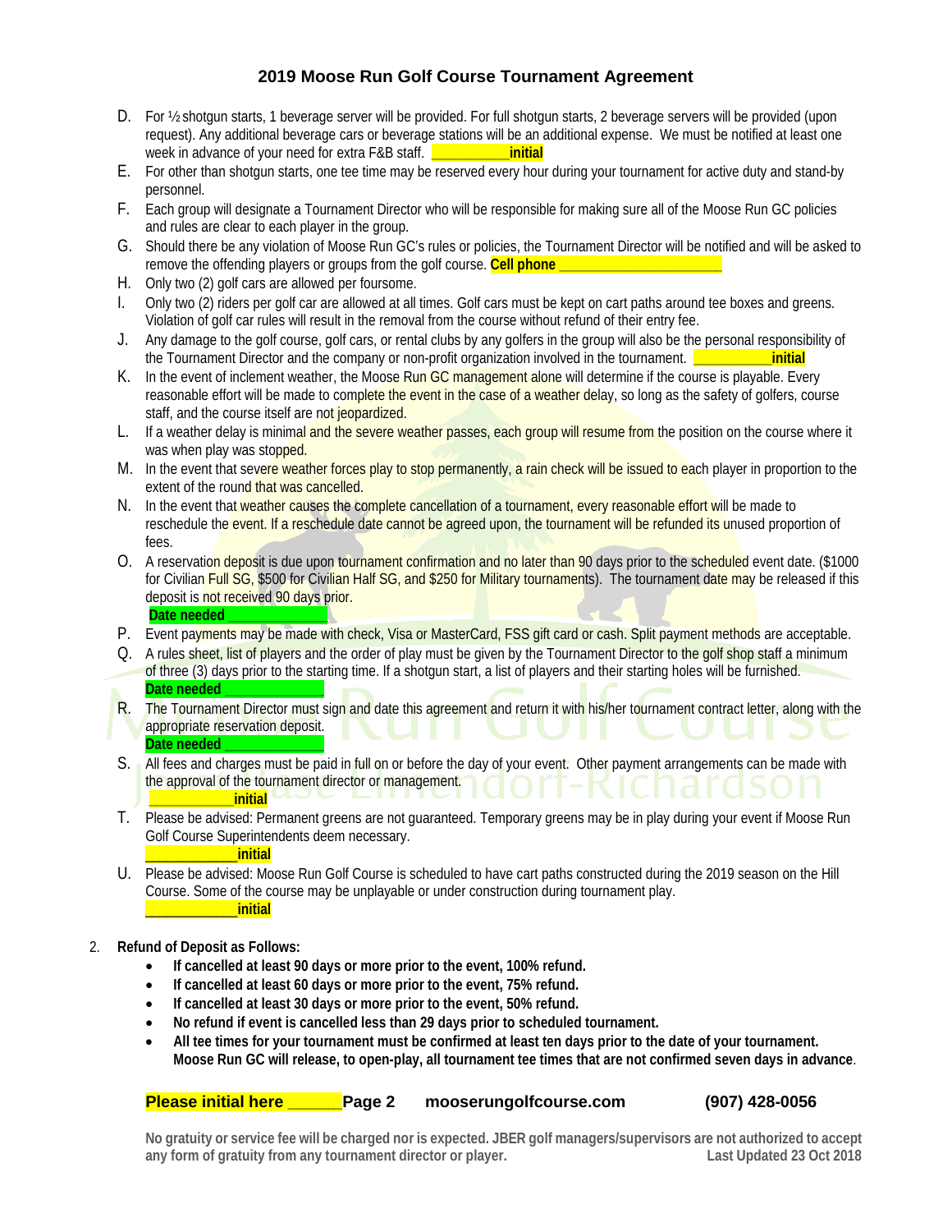# 2019 Moose Run Golf Course Tournament Agreement

D. For ½ shotgun starts, 1 beverage server will be provided. For full shotgun starts, 2 beverage servers will be provided (upon request). Any additional beverage cars or beverage stations will be an additional expense. We must be notified at least one week in advance of your need for extra F&B staff. __________**initial**

E. For other than shotgun starts, one tee time may be reserved every hour during your tournament for active duty and stand-by personnel.

F. Each group will designate a Tournament Director who will be responsible for making sure all of the Moose Run GC policies and rules are clear to each player in the group.

G. Should there be any violation of Moose Run GC's rules or policies, the Tournament Director will be notified and will be asked to remove the offending players or groups from the golf course. **Cell phone** ______________________

H. Only two (2) golf cars are allowed per foursome.

I. Only two (2) riders per golf car are allowed at all times. Golf cars must be kept on cart paths around tee boxes and greens. Violation of golf car rules will result in the removal from the course without refund of their entry fee.

J. Any damage to the golf course, golf cars, or rental clubs by any golfers in the group will also be the personal responsibility of the Tournament Director and the company or non-profit organization involved in the tournament. __________**initial**

K. In the event of inclement weather, the Moose Run GC management alone will determine if the course is playable. Every reasonable effort will be made to complete the event in the case of a weather delay, so long as the safety of golfers, course staff, and the course itself are not jeopardized.

L. If a weather delay is minimal and the severe weather passes, each group will resume from the position on the course where it was when play was stopped.

M. In the event that severe weather forces play to stop permanently, a rain check will be issued to each player in proportion to the extent of the round that was cancelled.

N. In the event that weather causes the complete cancellation of a tournament, every reasonable effort will be made to reschedule the event. If a reschedule date cannot be agreed upon, the tournament will be refunded its unused proportion of fees.

O. A reservation deposit is due upon tournament confirmation and no later than 90 days prior to the scheduled event date. ($1000 for Civilian Full SG, $500 for Civilian Half SG, and $250 for Military tournaments). The tournament date may be released if this deposit is not received 90 days prior.
**Date needed** _____________

P. Event payments may be made with check, Visa or MasterCard, FSS gift card or cash. Split payment methods are acceptable.

Q. A rules sheet, list of players and the order of play must be given by the Tournament Director to the golf shop staff a minimum of three (3) days prior to the starting time. If a shotgun start, a list of players and their starting holes will be furnished.
**Date needed** _____________

R. The Tournament Director must sign and date this agreement and return it with his/her tournament contract letter, along with the appropriate reservation deposit.
**Date needed** _____________

S. All fees and charges must be paid in full on or before the day of your event. Other payment arrangements can be made with the approval of the tournament director or management.
__________**initial**

T. Please be advised: Permanent greens are not guaranteed. Temporary greens may be in play during your event if Moose Run Golf Course Superintendents deem necessary.
___________**initial**

U. Please be advised: Moose Run Golf Course is scheduled to have cart paths constructed during the 2019 season on the Hill Course. Some of the course may be unplayable or under construction during tournament play.
___________**initial**

2. **Refund of Deposit as Follows:**
   - **If cancelled at least 90 days or more prior to the event, 100% refund.**
   - **If cancelled at least 60 days or more prior to the event, 75% refund.**
   - **If cancelled at least 30 days or more prior to the event, 50% refund.**
   - **No refund if event is cancelled less than 29 days prior to scheduled tournament.**
   - **All tee times for your tournament must be confirmed at least ten days prior to the date of your tournament. Moose Run GC will release, to open-play, all tournament tee times that are not confirmed seven days in advance.**

**Please initial here** ______ **mooserungolfcourse.com** **(907) 428-0056**

**No gratuity or service fee will be charged nor is expected. JBER golf managers/supervisors are not authorized to accept any form of gratuity from any tournament director or player.** **Last Updated 23 Oct 2018**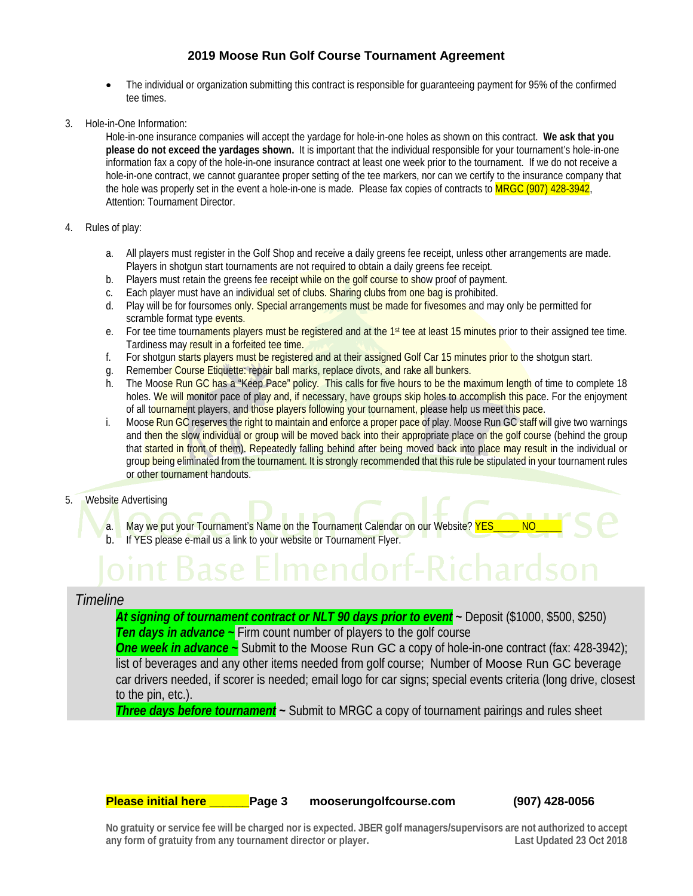# 2019 Moose Run Golf Course Tournament Agreement

- The individual or organization submitting this contract is responsible for guaranteeing payment for 95% of the confirmed tee times.

3. Hole-in-One Information:

   Hole-in-one insurance companies will accept the yardage for hole-in-one holes as shown on this contract. **We ask that you please do not exceed the yardages shown.** It is important that the individual responsible for your tournament's hole-in-one information fax a copy of the hole-in-one insurance contract at least one week prior to the tournament. If we do not receive a hole-in-one contract, we cannot guarantee proper setting of the tee markers, nor can we certify to the insurance company that the hole was properly set in the event a hole-in-one is made. Please fax copies of contracts to MRGC (907) 428-3942, Attention: Tournament Director.

4. Rules of play:

   a. All players must register in the Golf Shop and receive a daily greens fee receipt, unless other arrangements are made. Players in shotgun start tournaments are not required to obtain a daily greens fee receipt.
   b. Players must retain the greens fee receipt while on the golf course to show proof of payment.
   c. Each player must have an individual set of clubs. Sharing clubs from one bag is prohibited.
   d. Play will be for foursomes only. Special arrangements must be made for fivesomes and may only be permitted for scramble format type events.
   e. For tee time tournaments players must be registered and at the 1st tee at least 15 minutes prior to their assigned tee time. Tardiness may result in a forfeited tee time.
   f. For shotgun starts players must be registered and at their assigned Golf Car 15 minutes prior to the shotgun start.
   g. Remember Course Etiquette: repair ball marks, replace divots, and rake all bunkers.
   h. The Moose Run GC has a "Keep Pace" policy. This calls for five hours to be the maximum length of time to complete 18 holes. We will monitor pace of play and, if necessary, have groups skip holes to accomplish this pace. For the enjoyment of all tournament players, and those players following your tournament, please help us meet this pace.
   i. Moose Run GC reserves the right to maintain and enforce a proper pace of play. Moose Run GC staff will give two warnings and then the slow individual or group will be moved back into their appropriate place on the golf course (behind the group that started in front of them). Repeatedly falling behind after being moved back into place may result in the individual or group being eliminated from the tournament. It is strongly recommended that this rule be stipulated in your tournament rules or other tournament handouts.

5. Website Advertising

   a. May we put your Tournament's Name on the Tournament Calendar on our Website? YES_____ NO_____
   b. If YES please e-mail us a link to your website or Tournament Flyer.

*Timeline*

***At signing of tournament contract or NLT 90 days prior to event*** ~ Deposit ($1000, $500, $250)
***Ten days in advance ~*** Firm count number of players to the golf course
***One week in advance ~*** Submit to the Moose Run GC a copy of hole-in-one contract (fax: 428-3942); list of beverages and any other items needed from golf course; Number of Moose Run GC beverage car drivers needed, if scorer is needed; email logo for car signs; special events criteria (long drive, closest to the pin, etc.).
***Three days before tournament*** ~ Submit to MRGC a copy of tournament pairings and rules sheet

**Please initial here ______**

**No gratuity or service fee will be charged nor is expected. JBER golf managers/supervisors are not authorized to accept any form of gratuity from any tournament director or player.**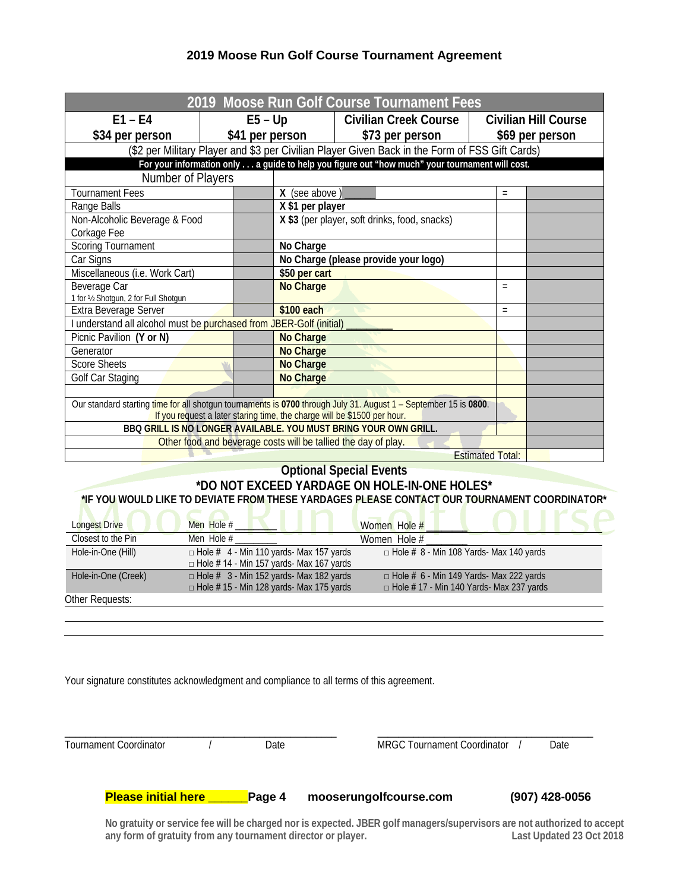## 2019 Moose Run Golf Course Tournament Agreement

| 2019 Moose Run Golf Course Tournament Fees | | | |
|---|---|---|---|
| E1 – E4 $34 per person | E5 – Up $41 per person | Civilian Creek Course $73 per person | Civilian Hill Course $69 per person |
| ($2 per Military Player and $3 per Civilian Player Given Back in the Form of FSS Gift Cards) | | | |

**For your information only . . . a guide to help you figure out "how much" your tournament will cost.**

| Number of Players | | | | |
|---|---|---|---|---|
| Tournament Fees | | X (see above) ______ | = | |
| Range Balls | | **X $1 per player** | | |
| Non-Alcoholic Beverage & Food Corkage Fee | | **X $3** (per player, soft drinks, food, snacks) | | |
| Scoring Tournament | | **No Charge** | | |
| Car Signs | | **No Charge (please provide your logo)** | | |
| Miscellaneous (i.e. Work Cart) | | **$50 per cart** | | |
| Beverage Car<br>1 for ½ Shotgun, 2 for Full Shotgun | | **No Charge** | = | |
| Extra Beverage Server | | **$100 each** | = | |
| I understand all alcohol must be purchased from JBER-Golf (initial) ________ | | | | |
| Picnic Pavilion **(Y or N)** | | **No Charge** | | |
| Generator | | **No Charge** | | |
| Score Sheets | | **No Charge** | | |
| Golf Car Staging | | **No Charge** | | |
| | | | | |
| Our standard starting time for all shotgun tournaments is **0700** through July 31. August 1 – September 15 is **0800**. If you request a later staring time, the charge will be $1500 per hour. | | | | |
| **BBQ GRILL IS NO LONGER AVAILABLE. YOU MUST BRING YOUR OWN GRILL.** | | | | |
| Other food and beverage costs will be tallied the day of play. | | | | |
| Estimated Total: | | | | |

### Optional Special Events

**\*DO NOT EXCEED YARDAGE ON HOLE-IN-ONE HOLES\***

**\*IF YOU WOULD LIKE TO DEVIATE FROM THESE YARDAGES PLEASE CONTACT OUR TOURNAMENT COORDINATOR\***

| | | |
|---|---|---|
| Longest Drive | Men Hole # ________ | Women Hole # ________ |
| Closest to the Pin | Men Hole # ________ | Women Hole # ________ |
| Hole-in-One (Hill) | □ Hole # 4 - Min 110 yards- Max 157 yards<br>□ Hole # 14 - Min 157 yards- Max 167 yards | □ Hole # 8 - Min 108 Yards- Max 140 yards |
| Hole-in-One (Creek) | □ Hole # 3 - Min 152 yards- Max 182 yards<br>□ Hole # 15 - Min 128 yards- Max 175 yards | □ Hole # 6 - Min 149 Yards- Max 222 yards<br>□ Hole # 17 - Min 140 Yards- Max 237 yards |

Other Requests: ______________________________________________

______________________________________________

______________________________________________

Your signature constitutes acknowledgment and compliance to all terms of this agreement.

______________________________________________ ______________________________________________

Tournament Coordinator / Date MRGC Tournament Coordinator / Date

**Please initial here ______** **Page 4** **mooserungolfcourse.com** **(907) 428-0056**

**No gratuity or service fee will be charged nor is expected. JBER golf managers/supervisors are not authorized to accept any form of gratuity from any tournament director or player.** **Last Updated 23 Oct 2018**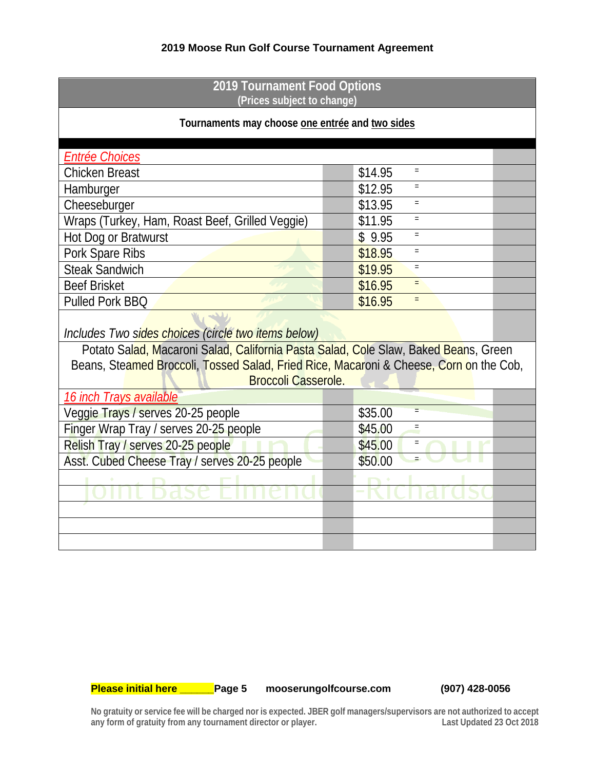**2019 Moose Run Golf Course Tournament Agreement**

| 2019 Tournament Food Options (Prices subject to change) | | | | |
|---|---|---|---|---|
| Tournaments may choose one entrée and two sides | | | | |
| *Entrée Choices* | | | | |
| Chicken Breast | | $14.95 | = | |
| Hamburger | | $12.95 | = | |
| Cheeseburger | | $13.95 | = | |
| Wraps (Turkey, Ham, Roast Beef, Grilled Veggie) | | $11.95 | = | |
| Hot Dog or Bratwurst | | $ 9.95 | = | |
| Pork Spare Ribs | | $18.95 | = | |
| Steak Sandwich | | $19.95 | = | |
| Beef Brisket | | $16.95 | = | |
| Pulled Pork BBQ | | $16.95 | = | |
| *Includes Two sides choices (circle two items below)* | | | | |
| Potato Salad, Macaroni Salad, California Pasta Salad, Cole Slaw, Baked Beans, Green Beans, Steamed Broccoli, Tossed Salad, Fried Rice, Macaroni & Cheese, Corn on the Cob, Broccoli Casserole. | | | | |
| *16 inch Trays available* | | | | |
| Veggie Trays / serves 20-25 people | | $35.00 | = | |
| Finger Wrap Tray / serves 20-25 people | | $45.00 | = | |
| Relish Tray / serves 20-25 people | | $45.00 | = | |
| Asst. Cubed Cheese Tray / serves 20-25 people | | $50.00 | = | |
| | | | | |
| | | | | |
| | | | | |
| | | | | |
| | | | | |

**Please initial here ______** **mooserungolfcourse.com** **(907) 428-0056**

**No gratuity or service fee will be charged nor is expected. JBER golf managers/supervisors are not authorized to accept any form of gratuity from any tournament director or player.** **Last Updated 23 Oct 2018**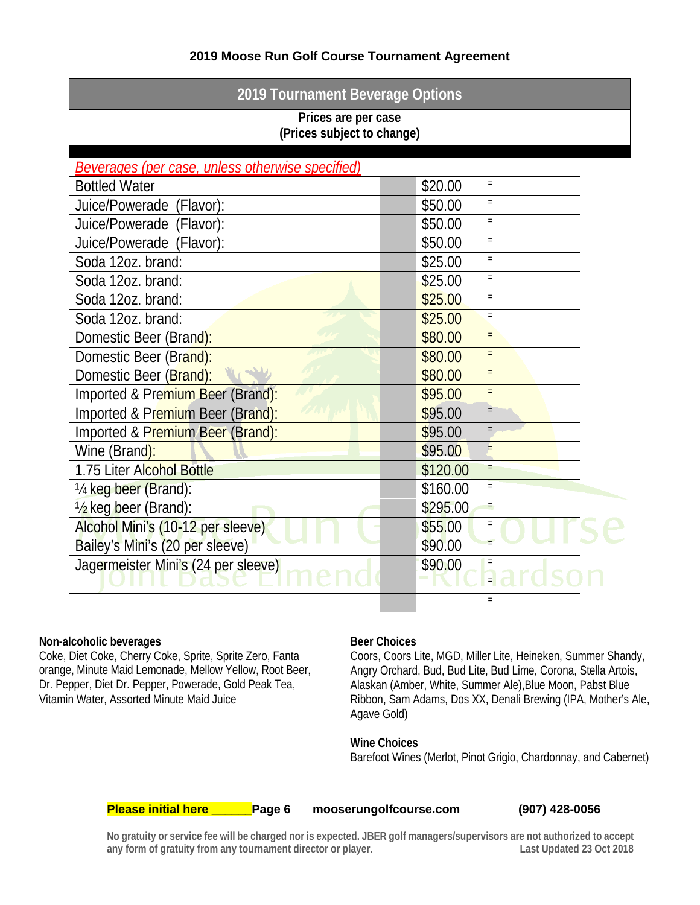**2019 Moose Run Golf Course Tournament Agreement**

| 2019 Tournament Beverage Options | | | |
|---|---|---|---|
| **Prices are per case (Prices subject to change)** | | | |
| *Beverages (per case, unless otherwise specified)* | | | |
| Bottled Water | | $20.00 | = |
| Juice/Powerade (Flavor): | | $50.00 | = |
| Juice/Powerade (Flavor): | | $50.00 | = |
| Juice/Powerade (Flavor): | | $50.00 | = |
| Soda 12oz. brand: | | $25.00 | = |
| Soda 12oz. brand: | | $25.00 | = |
| Soda 12oz. brand: | | $25.00 | = |
| Soda 12oz. brand: | | $25.00 | = |
| Domestic Beer (Brand): | | $80.00 | = |
| Domestic Beer (Brand): | | $80.00 | = |
| Domestic Beer (Brand): | | $80.00 | = |
| Imported & Premium Beer (Brand): | | $95.00 | = |
| Imported & Premium Beer (Brand): | | $95.00 | = |
| Imported & Premium Beer (Brand): | | $95.00 | = |
| Wine (Brand): | | $95.00 | = |
| 1.75 Liter Alcohol Bottle | | $120.00 | = |
| ¼ keg beer (Brand): | | $160.00 | = |
| ½ keg beer (Brand): | | $295.00 | = |
| Alcohol Mini's (10-12 per sleeve) | | $55.00 | = |
| Bailey's Mini's (20 per sleeve) | | $90.00 | = |
| Jagermeister Mini's (24 per sleeve) | | $90.00 | = |
| | | | = |
| | | | = |

**Non-alcoholic beverages**
Coke, Diet Coke, Cherry Coke, Sprite, Sprite Zero, Fanta orange, Minute Maid Lemonade, Mellow Yellow, Root Beer, Dr. Pepper, Diet Dr. Pepper, Powerade, Gold Peak Tea, Vitamin Water, Assorted Minute Maid Juice

**Beer Choices**
Coors, Coors Lite, MGD, Miller Lite, Heineken, Summer Shandy, Angry Orchard, Bud, Bud Lite, Bud Lime, Corona, Stella Artois, Alaskan (Amber, White, Summer Ale),Blue Moon, Pabst Blue Ribbon, Sam Adams, Dos XX, Denali Brewing (IPA, Mother's Ale, Agave Gold)

**Wine Choices**
Barefoot Wines (Merlot, Pinot Grigio, Chardonnay, and Cabernet)

**Please initial here ______** **Page 6** **mooserungolfcourse.com** **(907) 428-0056**

**No gratuity or service fee will be charged nor is expected. JBER golf managers/supervisors are not authorized to accept any form of gratuity from any tournament director or player.** **Last Updated 23 Oct 2018**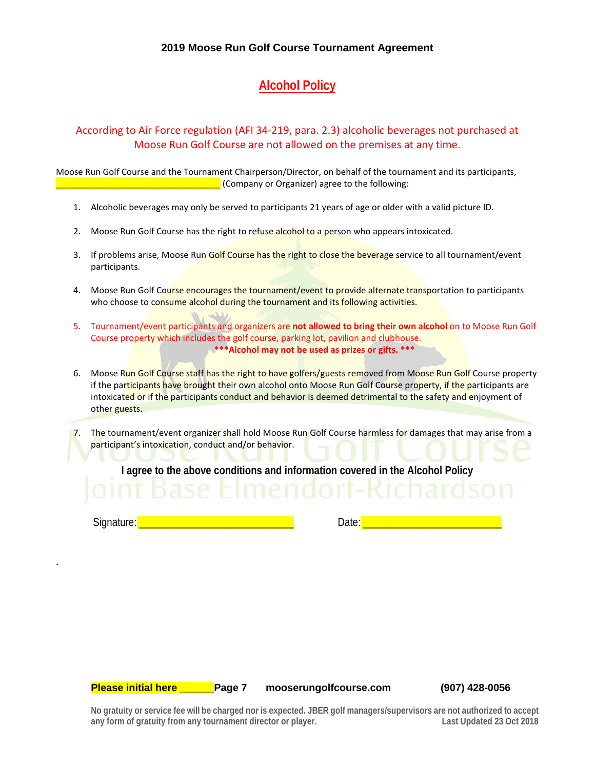**2019 Moose Run Golf Course Tournament Agreement**

## Alcohol Policy

According to Air Force regulation (AFI 34-219, para. 2.3) alcoholic beverages not purchased at Moose Run Golf Course are not allowed on the premises at any time.

Moose Run Golf Course and the Tournament Chairperson/Director, on behalf of the tournament and its participants, ______________________________ (Company or Organizer) agree to the following:

1. Alcoholic beverages may only be served to participants 21 years of age or older with a valid picture ID.
2. Moose Run Golf Course has the right to refuse alcohol to a person who appears intoxicated.
3. If problems arise, Moose Run Golf Course has the right to close the beverage service to all tournament/event participants.
4. Moose Run Golf Course encourages the tournament/event to provide alternate transportation to participants who choose to consume alcohol during the tournament and its following activities.
5. Tournament/event participants and organizers are **not allowed to bring their own alcohol** on to Moose Run Golf Course property which includes the golf course, parking lot, pavilion and clubhouse.
   ***Alcohol may not be used as prizes or gifts. ***
6. Moose Run Golf Course staff has the right to have golfers/guests removed from Moose Run Golf Course property if the participants have brought their own alcohol onto Moose Run Golf Course property, if the participants are intoxicated or if the participants conduct and behavior is deemed detrimental to the safety and enjoyment of other guests.
7. The tournament/event organizer shall hold Moose Run Golf Course harmless for damages that may arise from a participant's intoxication, conduct and/or behavior.

**I agree to the above conditions and information covered in the Alcohol Policy**

Signature: ___________________________ Date: ________________________

.

**Please initial here ______** mooserungolfcourse.com (907) 428-0056

No gratuity or service fee will be charged nor is expected. JBER golf managers/supervisors are not authorized to accept any form of gratuity from any tournament director or player. Last Updated 23 Oct 2018